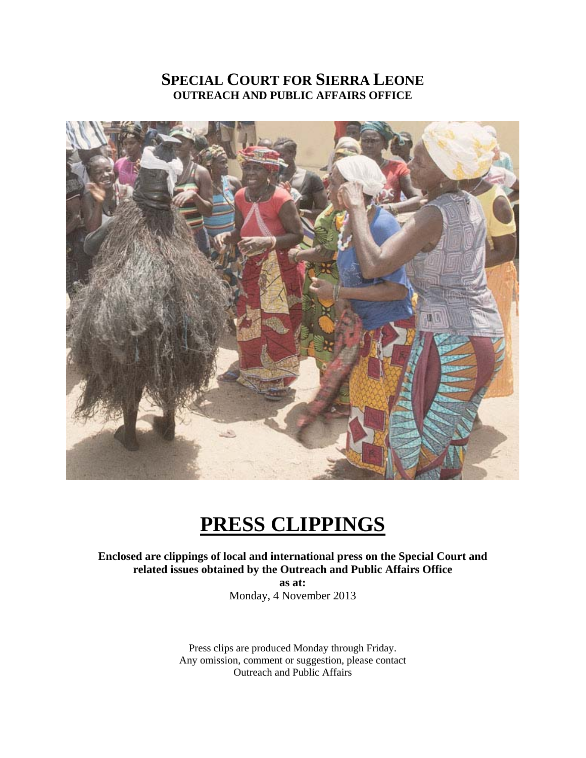# SPECIAL COURT FOR SIERRA LEONE
## OUTREACH AND PUBLIC AFFAIRS OFFICE

# PRESS CLIPPINGS

**Enclosed are clippings of local and international press on the Special Court and related issues obtained by the Outreach and Public Affairs Office**

**as at:**

Monday, 4 November 2013

Press clips are produced Monday through Friday.
Any omission, comment or suggestion, please contact
Outreach and Public Affairs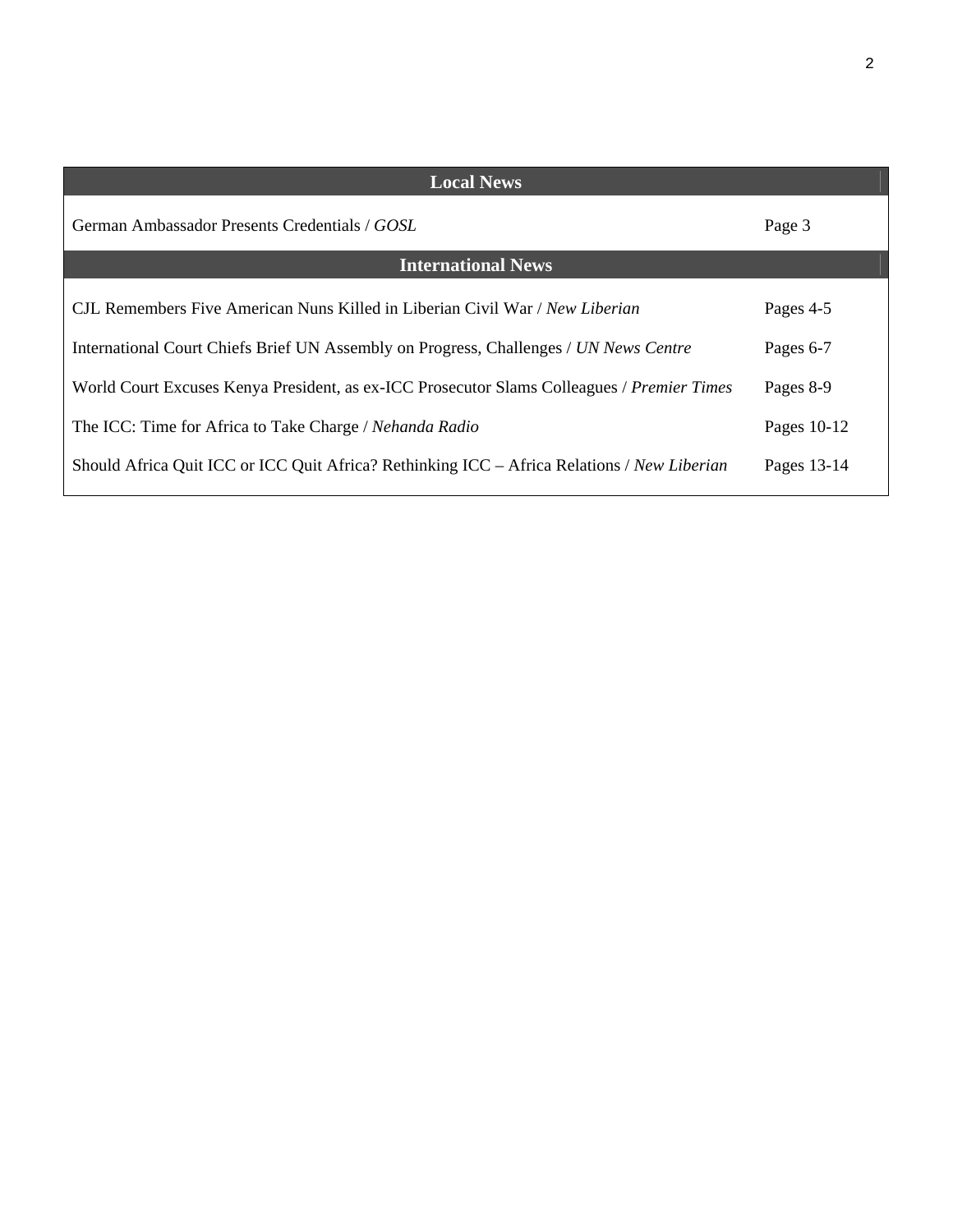| Local News | |
|---|---|
| German Ambassador Presents Credentials / *GOSL* | Page 3 |
| **International News** | |
| CJL Remembers Five American Nuns Killed in Liberian Civil War / *New Liberian* | Pages 4-5 |
| International Court Chiefs Brief UN Assembly on Progress, Challenges / *UN News Centre* | Pages 6-7 |
| World Court Excuses Kenya President, as ex-ICC Prosecutor Slams Colleagues / *Premier Times* | Pages 8-9 |
| The ICC: Time for Africa to Take Charge / *Nehanda Radio* | Pages 10-12 |
| Should Africa Quit ICC or ICC Quit Africa? Rethinking ICC – Africa Relations / *New Liberian* | Pages 13-14 |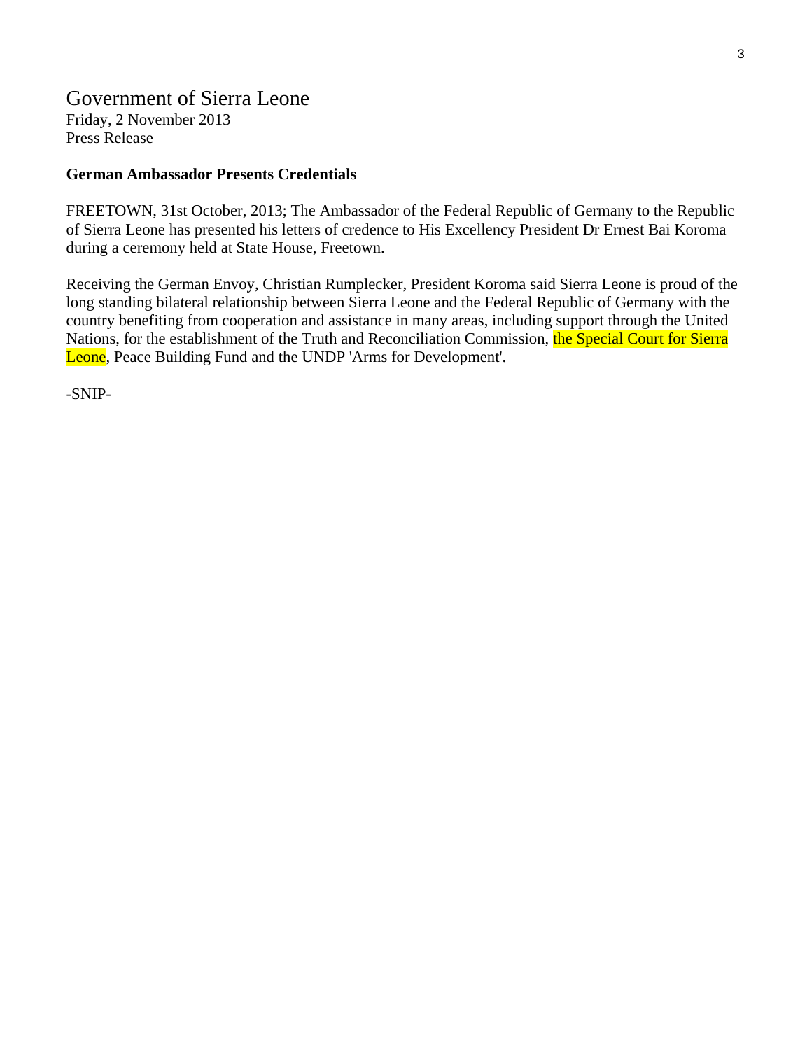Government of Sierra Leone
Friday, 2 November 2013
Press Release

**German Ambassador Presents Credentials**

FREETOWN, 31st October, 2013; The Ambassador of the Federal Republic of Germany to the Republic of Sierra Leone has presented his letters of credence to His Excellency President Dr Ernest Bai Koroma during a ceremony held at State House, Freetown.

Receiving the German Envoy, Christian Rumplecker, President Koroma said Sierra Leone is proud of the long standing bilateral relationship between Sierra Leone and the Federal Republic of Germany with the country benefiting from cooperation and assistance in many areas, including support through the United Nations, for the establishment of the Truth and Reconciliation Commission, the Special Court for Sierra Leone, Peace Building Fund and the UNDP 'Arms for Development'.

-SNIP-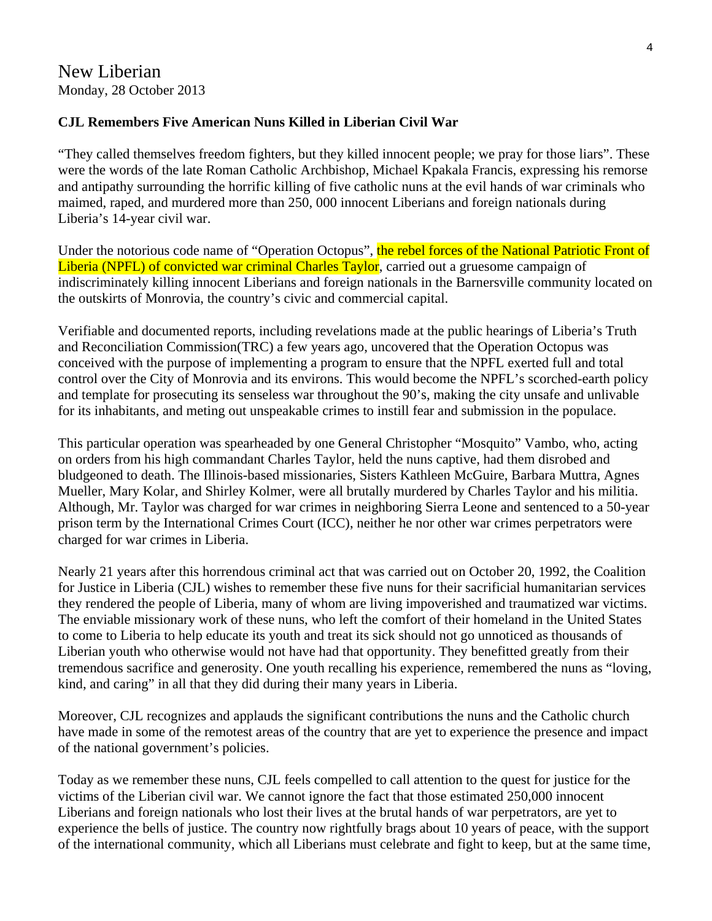## New Liberian
Monday, 28 October 2013

**CJL Remembers Five American Nuns Killed in Liberian Civil War**

"They called themselves freedom fighters, but they killed innocent people; we pray for those liars". These were the words of the late Roman Catholic Archbishop, Michael Kpakala Francis, expressing his remorse and antipathy surrounding the horrific killing of five catholic nuns at the evil hands of war criminals who maimed, raped, and murdered more than 250, 000 innocent Liberians and foreign nationals during Liberia's 14-year civil war.

Under the notorious code name of "Operation Octopus", the rebel forces of the National Patriotic Front of Liberia (NPFL) of convicted war criminal Charles Taylor, carried out a gruesome campaign of indiscriminately killing innocent Liberians and foreign nationals in the Barnersville community located on the outskirts of Monrovia, the country's civic and commercial capital.

Verifiable and documented reports, including revelations made at the public hearings of Liberia's Truth and Reconciliation Commission(TRC) a few years ago, uncovered that the Operation Octopus was conceived with the purpose of implementing a program to ensure that the NPFL exerted full and total control over the City of Monrovia and its environs. This would become the NPFL's scorched-earth policy and template for prosecuting its senseless war throughout the 90's, making the city unsafe and unlivable for its inhabitants, and meting out unspeakable crimes to instill fear and submission in the populace.

This particular operation was spearheaded by one General Christopher "Mosquito" Vambo, who, acting on orders from his high commandant Charles Taylor, held the nuns captive, had them disrobed and bludgeoned to death. The Illinois-based missionaries, Sisters Kathleen McGuire, Barbara Muttra, Agnes Mueller, Mary Kolar, and Shirley Kolmer, were all brutally murdered by Charles Taylor and his militia. Although, Mr. Taylor was charged for war crimes in neighboring Sierra Leone and sentenced to a 50-year prison term by the International Crimes Court (ICC), neither he nor other war crimes perpetrators were charged for war crimes in Liberia.

Nearly 21 years after this horrendous criminal act that was carried out on October 20, 1992, the Coalition for Justice in Liberia (CJL) wishes to remember these five nuns for their sacrificial humanitarian services they rendered the people of Liberia, many of whom are living impoverished and traumatized war victims. The enviable missionary work of these nuns, who left the comfort of their homeland in the United States to come to Liberia to help educate its youth and treat its sick should not go unnoticed as thousands of Liberian youth who otherwise would not have had that opportunity. They benefitted greatly from their tremendous sacrifice and generosity. One youth recalling his experience, remembered the nuns as "loving, kind, and caring" in all that they did during their many years in Liberia.

Moreover, CJL recognizes and applauds the significant contributions the nuns and the Catholic church have made in some of the remotest areas of the country that are yet to experience the presence and impact of the national government's policies.

Today as we remember these nuns, CJL feels compelled to call attention to the quest for justice for the victims of the Liberian civil war. We cannot ignore the fact that those estimated 250,000 innocent Liberians and foreign nationals who lost their lives at the brutal hands of war perpetrators, are yet to experience the bells of justice. The country now rightfully brags about 10 years of peace, with the support of the international community, which all Liberians must celebrate and fight to keep, but at the same time,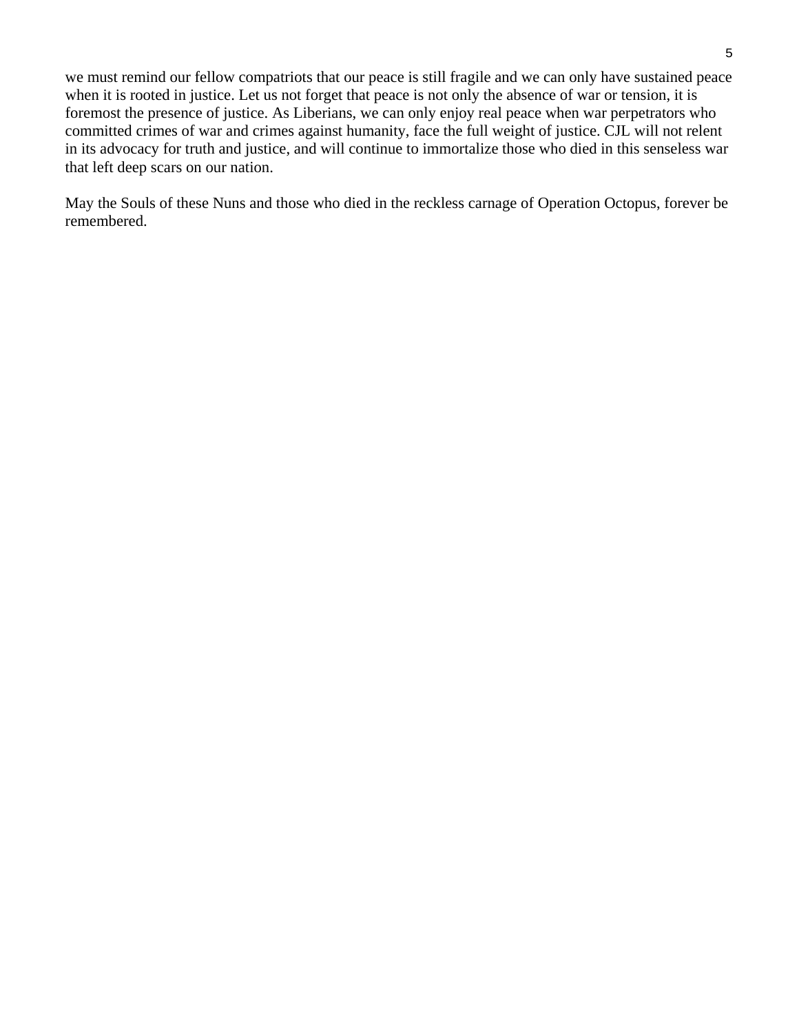we must remind our fellow compatriots that our peace is still fragile and we can only have sustained peace when it is rooted in justice. Let us not forget that peace is not only the absence of war or tension, it is foremost the presence of justice. As Liberians, we can only enjoy real peace when war perpetrators who committed crimes of war and crimes against humanity, face the full weight of justice. CJL will not relent in its advocacy for truth and justice, and will continue to immortalize those who died in this senseless war that left deep scars on our nation.

May the Souls of these Nuns and those who died in the reckless carnage of Operation Octopus, forever be remembered.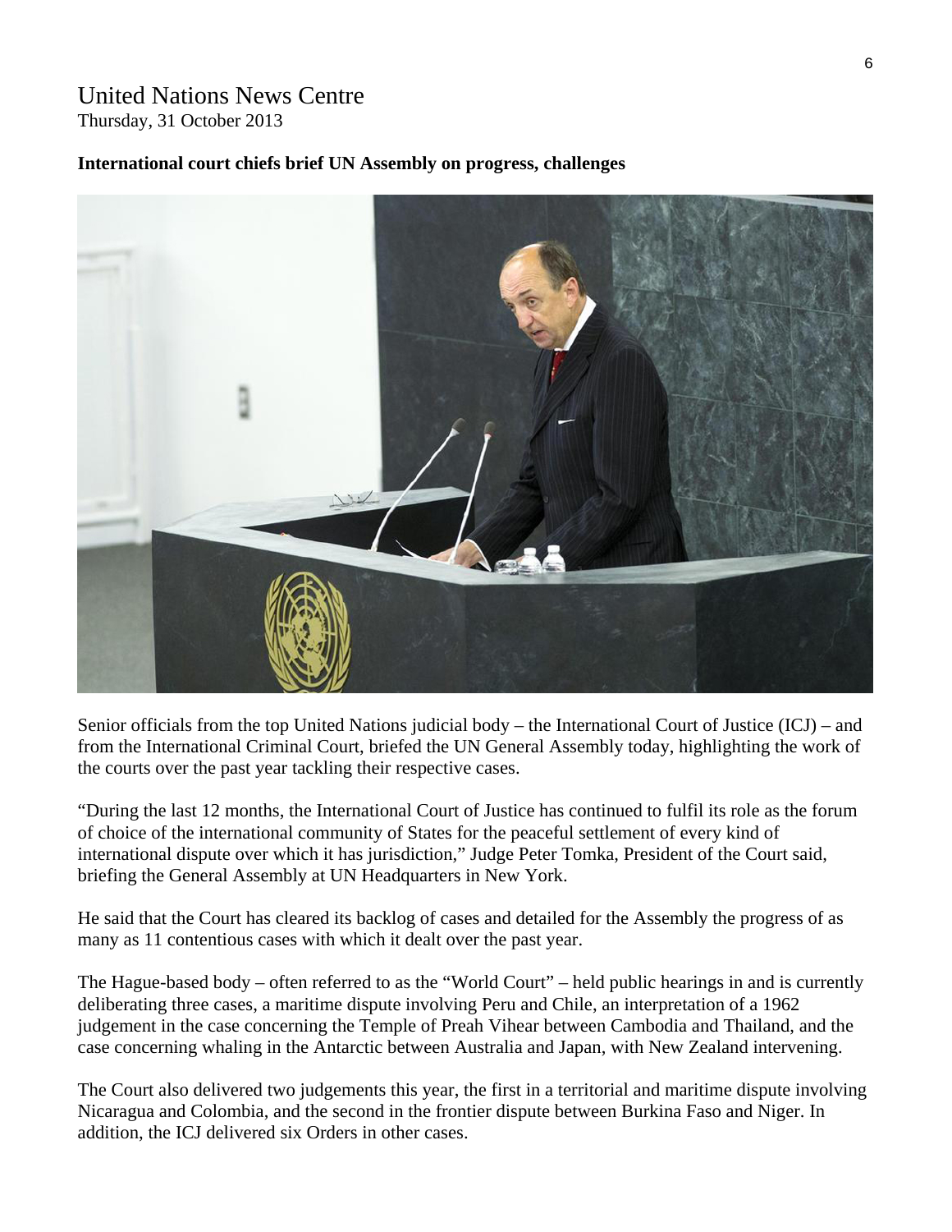# United Nations News Centre

Thursday, 31 October 2013

**International court chiefs brief UN Assembly on progress, challenges**

Senior officials from the top United Nations judicial body – the International Court of Justice (ICJ) – and from the International Criminal Court, briefed the UN General Assembly today, highlighting the work of the courts over the past year tackling their respective cases.

"During the last 12 months, the International Court of Justice has continued to fulfil its role as the forum of choice of the international community of States for the peaceful settlement of every kind of international dispute over which it has jurisdiction," Judge Peter Tomka, President of the Court said, briefing the General Assembly at UN Headquarters in New York.

He said that the Court has cleared its backlog of cases and detailed for the Assembly the progress of as many as 11 contentious cases with which it dealt over the past year.

The Hague-based body – often referred to as the "World Court" – held public hearings in and is currently deliberating three cases, a maritime dispute involving Peru and Chile, an interpretation of a 1962 judgement in the case concerning the Temple of Preah Vihear between Cambodia and Thailand, and the case concerning whaling in the Antarctic between Australia and Japan, with New Zealand intervening.

The Court also delivered two judgements this year, the first in a territorial and maritime dispute involving Nicaragua and Colombia, and the second in the frontier dispute between Burkina Faso and Niger. In addition, the ICJ delivered six Orders in other cases.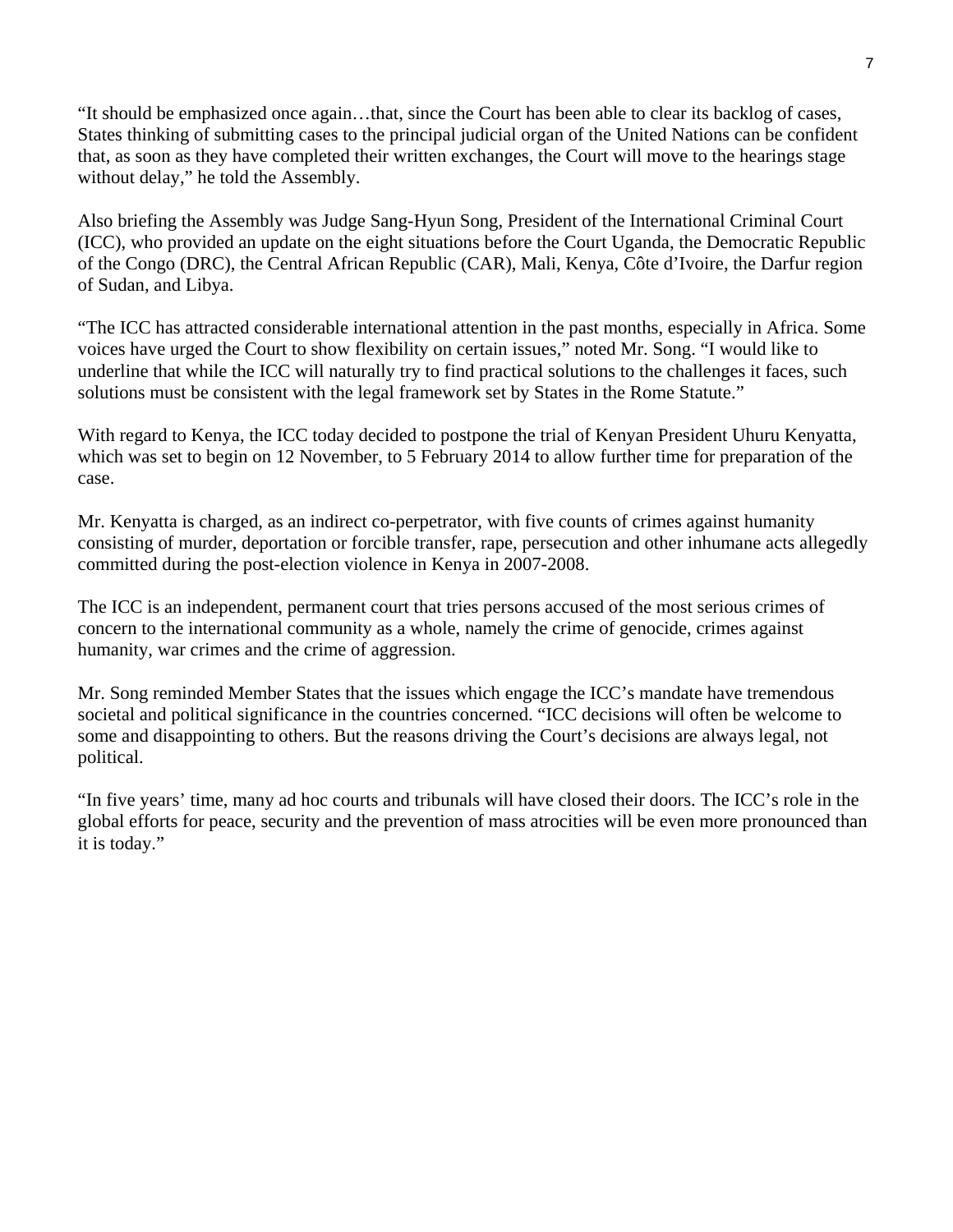"It should be emphasized once again…that, since the Court has been able to clear its backlog of cases, States thinking of submitting cases to the principal judicial organ of the United Nations can be confident that, as soon as they have completed their written exchanges, the Court will move to the hearings stage without delay," he told the Assembly.

Also briefing the Assembly was Judge Sang-Hyun Song, President of the International Criminal Court (ICC), who provided an update on the eight situations before the Court Uganda, the Democratic Republic of the Congo (DRC), the Central African Republic (CAR), Mali, Kenya, Côte d'Ivoire, the Darfur region of Sudan, and Libya.

"The ICC has attracted considerable international attention in the past months, especially in Africa. Some voices have urged the Court to show flexibility on certain issues," noted Mr. Song. "I would like to underline that while the ICC will naturally try to find practical solutions to the challenges it faces, such solutions must be consistent with the legal framework set by States in the Rome Statute."

With regard to Kenya, the ICC today decided to postpone the trial of Kenyan President Uhuru Kenyatta, which was set to begin on 12 November, to 5 February 2014 to allow further time for preparation of the case.

Mr. Kenyatta is charged, as an indirect co-perpetrator, with five counts of crimes against humanity consisting of murder, deportation or forcible transfer, rape, persecution and other inhumane acts allegedly committed during the post-election violence in Kenya in 2007-2008.

The ICC is an independent, permanent court that tries persons accused of the most serious crimes of concern to the international community as a whole, namely the crime of genocide, crimes against humanity, war crimes and the crime of aggression.

Mr. Song reminded Member States that the issues which engage the ICC's mandate have tremendous societal and political significance in the countries concerned. "ICC decisions will often be welcome to some and disappointing to others. But the reasons driving the Court's decisions are always legal, not political.

"In five years' time, many ad hoc courts and tribunals will have closed their doors. The ICC's role in the global efforts for peace, security and the prevention of mass atrocities will be even more pronounced than it is today."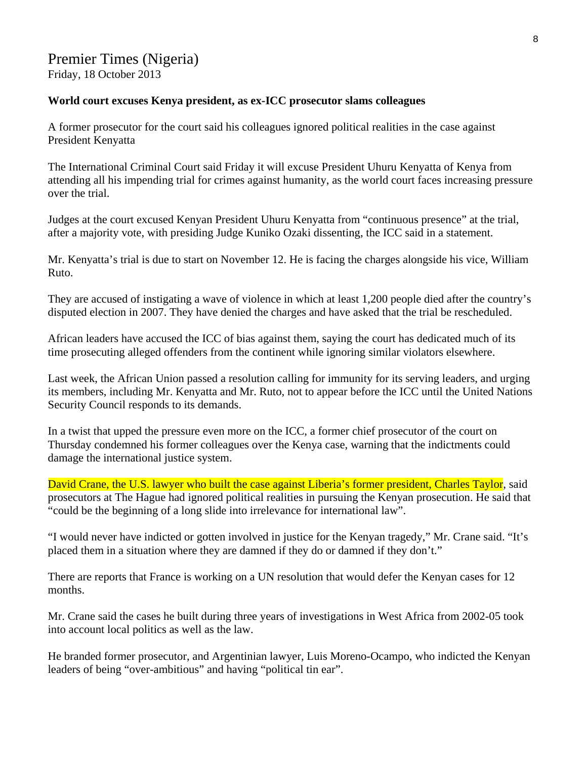# Premier Times (Nigeria)

Friday, 18 October 2013

**World court excuses Kenya president, as ex-ICC prosecutor slams colleagues**

A former prosecutor for the court said his colleagues ignored political realities in the case against President Kenyatta

The International Criminal Court said Friday it will excuse President Uhuru Kenyatta of Kenya from attending all his impending trial for crimes against humanity, as the world court faces increasing pressure over the trial.

Judges at the court excused Kenyan President Uhuru Kenyatta from "continuous presence" at the trial, after a majority vote, with presiding Judge Kuniko Ozaki dissenting, the ICC said in a statement.

Mr. Kenyatta's trial is due to start on November 12. He is facing the charges alongside his vice, William Ruto.

They are accused of instigating a wave of violence in which at least 1,200 people died after the country's disputed election in 2007. They have denied the charges and have asked that the trial be rescheduled.

African leaders have accused the ICC of bias against them, saying the court has dedicated much of its time prosecuting alleged offenders from the continent while ignoring similar violators elsewhere.

Last week, the African Union passed a resolution calling for immunity for its serving leaders, and urging its members, including Mr. Kenyatta and Mr. Ruto, not to appear before the ICC until the United Nations Security Council responds to its demands.

In a twist that upped the pressure even more on the ICC, a former chief prosecutor of the court on Thursday condemned his former colleagues over the Kenya case, warning that the indictments could damage the international justice system.

David Crane, the U.S. lawyer who built the case against Liberia's former president, Charles Taylor, said prosecutors at The Hague had ignored political realities in pursuing the Kenyan prosecution. He said that "could be the beginning of a long slide into irrelevance for international law".

"I would never have indicted or gotten involved in justice for the Kenyan tragedy," Mr. Crane said. "It's placed them in a situation where they are damned if they do or damned if they don't."

There are reports that France is working on a UN resolution that would defer the Kenyan cases for 12 months.

Mr. Crane said the cases he built during three years of investigations in West Africa from 2002-05 took into account local politics as well as the law.

He branded former prosecutor, and Argentinian lawyer, Luis Moreno-Ocampo, who indicted the Kenyan leaders of being "over-ambitious" and having "political tin ear".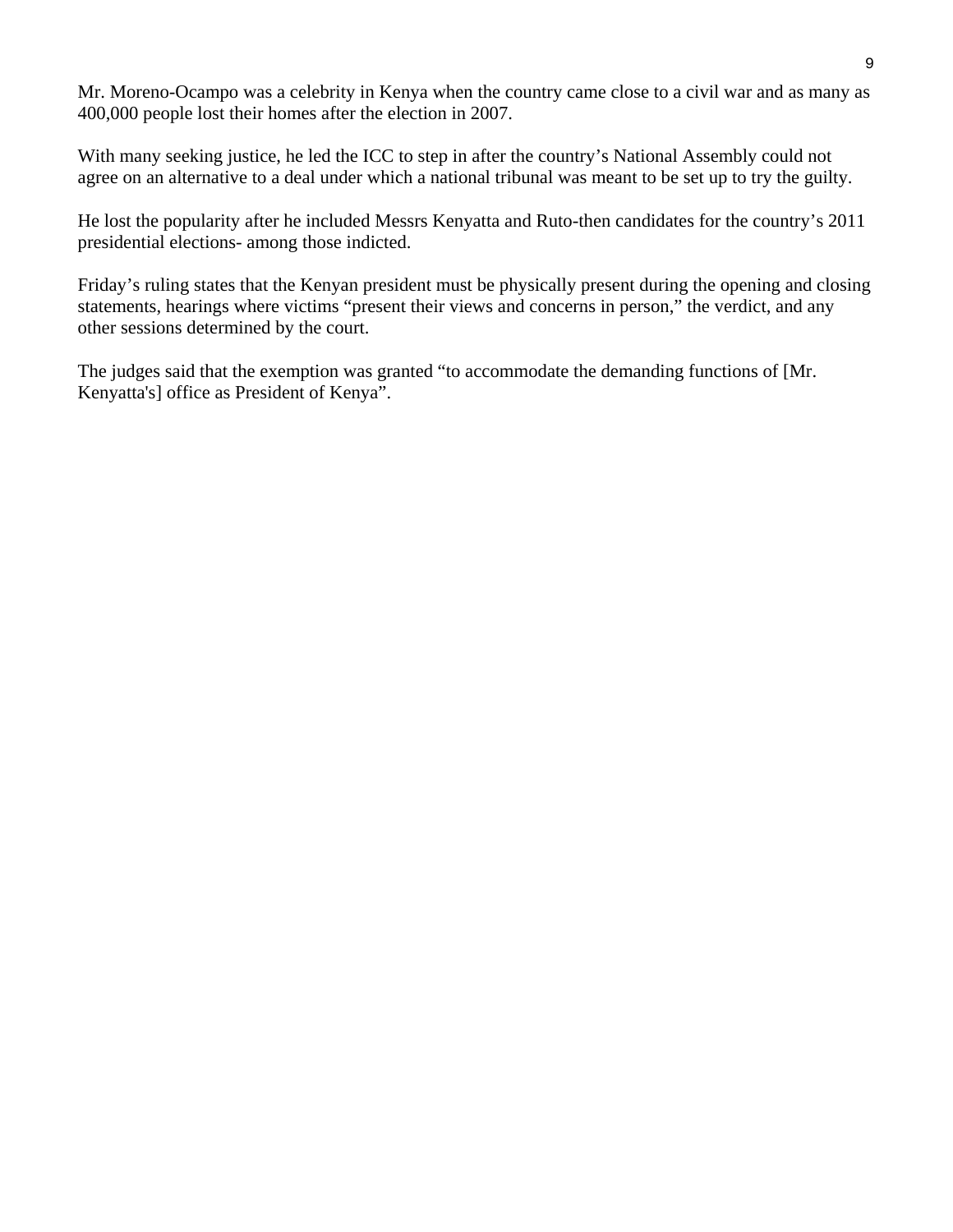Mr. Moreno-Ocampo was a celebrity in Kenya when the country came close to a civil war and as many as 400,000 people lost their homes after the election in 2007.

With many seeking justice, he led the ICC to step in after the country's National Assembly could not agree on an alternative to a deal under which a national tribunal was meant to be set up to try the guilty.

He lost the popularity after he included Messrs Kenyatta and Ruto-then candidates for the country's 2011 presidential elections- among those indicted.

Friday's ruling states that the Kenyan president must be physically present during the opening and closing statements, hearings where victims "present their views and concerns in person," the verdict, and any other sessions determined by the court.

The judges said that the exemption was granted "to accommodate the demanding functions of [Mr. Kenyatta's] office as President of Kenya".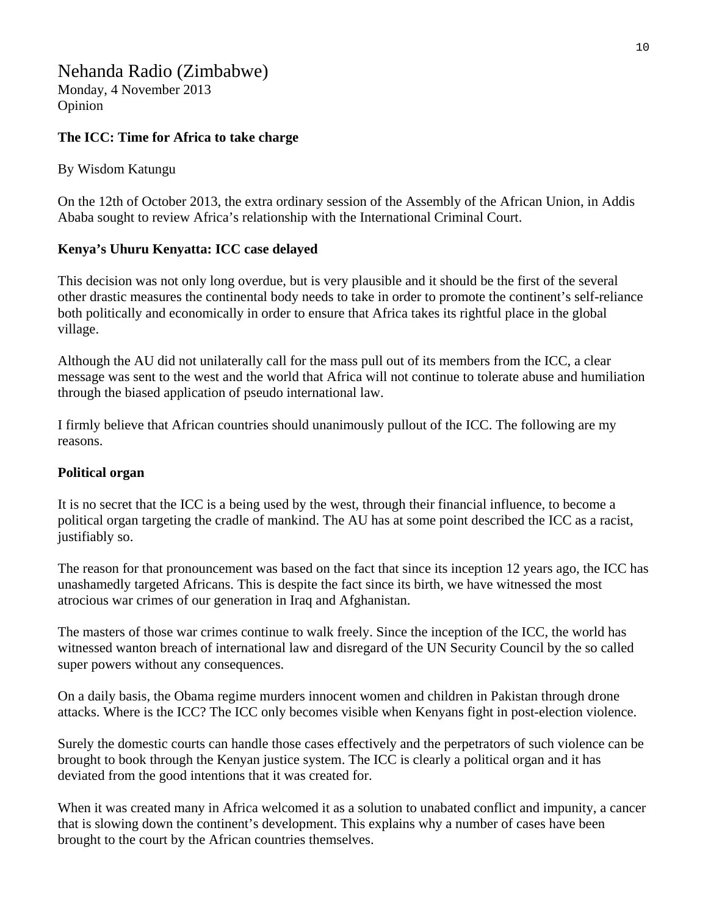# Nehanda Radio (Zimbabwe)

Monday, 4 November 2013
Opinion

**The ICC: Time for Africa to take charge**

By Wisdom Katungu

On the 12th of October 2013, the extra ordinary session of the Assembly of the African Union, in Addis Ababa sought to review Africa's relationship with the International Criminal Court.

**Kenya's Uhuru Kenyatta: ICC case delayed**

This decision was not only long overdue, but is very plausible and it should be the first of the several other drastic measures the continental body needs to take in order to promote the continent's self-reliance both politically and economically in order to ensure that Africa takes its rightful place in the global village.

Although the AU did not unilaterally call for the mass pull out of its members from the ICC, a clear message was sent to the west and the world that Africa will not continue to tolerate abuse and humiliation through the biased application of pseudo international law.

I firmly believe that African countries should unanimously pullout of the ICC. The following are my reasons.

**Political organ**

It is no secret that the ICC is a being used by the west, through their financial influence, to become a political organ targeting the cradle of mankind. The AU has at some point described the ICC as a racist, justifiably so.

The reason for that pronouncement was based on the fact that since its inception 12 years ago, the ICC has unashamedly targeted Africans. This is despite the fact since its birth, we have witnessed the most atrocious war crimes of our generation in Iraq and Afghanistan.

The masters of those war crimes continue to walk freely. Since the inception of the ICC, the world has witnessed wanton breach of international law and disregard of the UN Security Council by the so called super powers without any consequences.

On a daily basis, the Obama regime murders innocent women and children in Pakistan through drone attacks. Where is the ICC? The ICC only becomes visible when Kenyans fight in post-election violence.

Surely the domestic courts can handle those cases effectively and the perpetrators of such violence can be brought to book through the Kenyan justice system. The ICC is clearly a political organ and it has deviated from the good intentions that it was created for.

When it was created many in Africa welcomed it as a solution to unabated conflict and impunity, a cancer that is slowing down the continent's development. This explains why a number of cases have been brought to the court by the African countries themselves.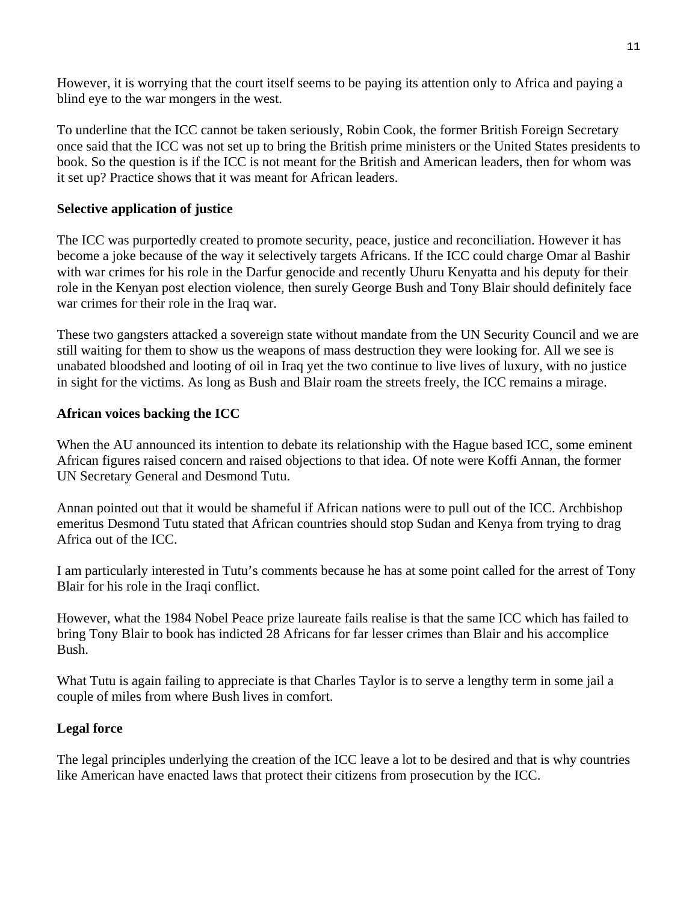However, it is worrying that the court itself seems to be paying its attention only to Africa and paying a blind eye to the war mongers in the west.

To underline that the ICC cannot be taken seriously, Robin Cook, the former British Foreign Secretary once said that the ICC was not set up to bring the British prime ministers or the United States presidents to book. So the question is if the ICC is not meant for the British and American leaders, then for whom was it set up? Practice shows that it was meant for African leaders.

**Selective application of justice**

The ICC was purportedly created to promote security, peace, justice and reconciliation. However it has become a joke because of the way it selectively targets Africans. If the ICC could charge Omar al Bashir with war crimes for his role in the Darfur genocide and recently Uhuru Kenyatta and his deputy for their role in the Kenyan post election violence, then surely George Bush and Tony Blair should definitely face war crimes for their role in the Iraq war.

These two gangsters attacked a sovereign state without mandate from the UN Security Council and we are still waiting for them to show us the weapons of mass destruction they were looking for. All we see is unabated bloodshed and looting of oil in Iraq yet the two continue to live lives of luxury, with no justice in sight for the victims. As long as Bush and Blair roam the streets freely, the ICC remains a mirage.

**African voices backing the ICC**

When the AU announced its intention to debate its relationship with the Hague based ICC, some eminent African figures raised concern and raised objections to that idea. Of note were Koffi Annan, the former UN Secretary General and Desmond Tutu.

Annan pointed out that it would be shameful if African nations were to pull out of the ICC. Archbishop emeritus Desmond Tutu stated that African countries should stop Sudan and Kenya from trying to drag Africa out of the ICC.

I am particularly interested in Tutu's comments because he has at some point called for the arrest of Tony Blair for his role in the Iraqi conflict.

However, what the 1984 Nobel Peace prize laureate fails realise is that the same ICC which has failed to bring Tony Blair to book has indicted 28 Africans for far lesser crimes than Blair and his accomplice Bush.

What Tutu is again failing to appreciate is that Charles Taylor is to serve a lengthy term in some jail a couple of miles from where Bush lives in comfort.

**Legal force**

The legal principles underlying the creation of the ICC leave a lot to be desired and that is why countries like American have enacted laws that protect their citizens from prosecution by the ICC.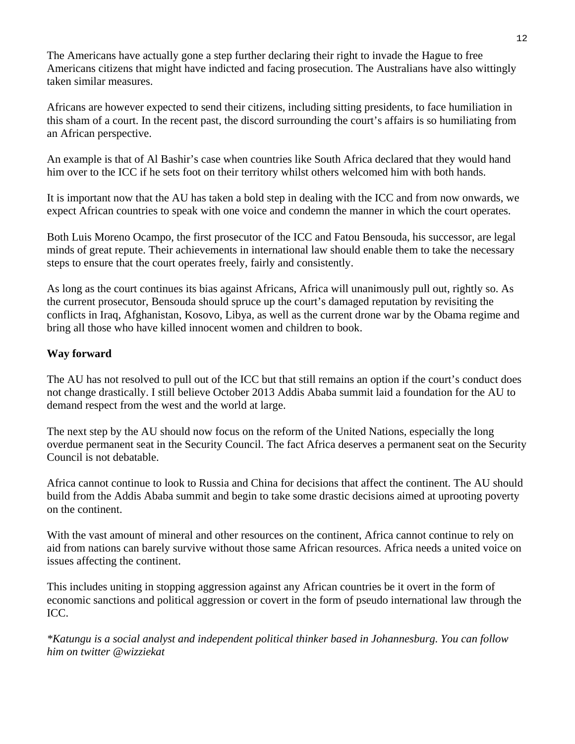The Americans have actually gone a step further declaring their right to invade the Hague to free Americans citizens that might have indicted and facing prosecution. The Australians have also wittingly taken similar measures.

Africans are however expected to send their citizens, including sitting presidents, to face humiliation in this sham of a court. In the recent past, the discord surrounding the court's affairs is so humiliating from an African perspective.

An example is that of Al Bashir's case when countries like South Africa declared that they would hand him over to the ICC if he sets foot on their territory whilst others welcomed him with both hands.

It is important now that the AU has taken a bold step in dealing with the ICC and from now onwards, we expect African countries to speak with one voice and condemn the manner in which the court operates.

Both Luis Moreno Ocampo, the first prosecutor of the ICC and Fatou Bensouda, his successor, are legal minds of great repute. Their achievements in international law should enable them to take the necessary steps to ensure that the court operates freely, fairly and consistently.

As long as the court continues its bias against Africans, Africa will unanimously pull out, rightly so. As the current prosecutor, Bensouda should spruce up the court's damaged reputation by revisiting the conflicts in Iraq, Afghanistan, Kosovo, Libya, as well as the current drone war by the Obama regime and bring all those who have killed innocent women and children to book.

**Way forward**

The AU has not resolved to pull out of the ICC but that still remains an option if the court's conduct does not change drastically. I still believe October 2013 Addis Ababa summit laid a foundation for the AU to demand respect from the west and the world at large.

The next step by the AU should now focus on the reform of the United Nations, especially the long overdue permanent seat in the Security Council. The fact Africa deserves a permanent seat on the Security Council is not debatable.

Africa cannot continue to look to Russia and China for decisions that affect the continent. The AU should build from the Addis Ababa summit and begin to take some drastic decisions aimed at uprooting poverty on the continent.

With the vast amount of mineral and other resources on the continent, Africa cannot continue to rely on aid from nations can barely survive without those same African resources. Africa needs a united voice on issues affecting the continent.

This includes uniting in stopping aggression against any African countries be it overt in the form of economic sanctions and political aggression or covert in the form of pseudo international law through the ICC.

*\*Katungu is a social analyst and independent political thinker based in Johannesburg. You can follow him on twitter @wizziekat*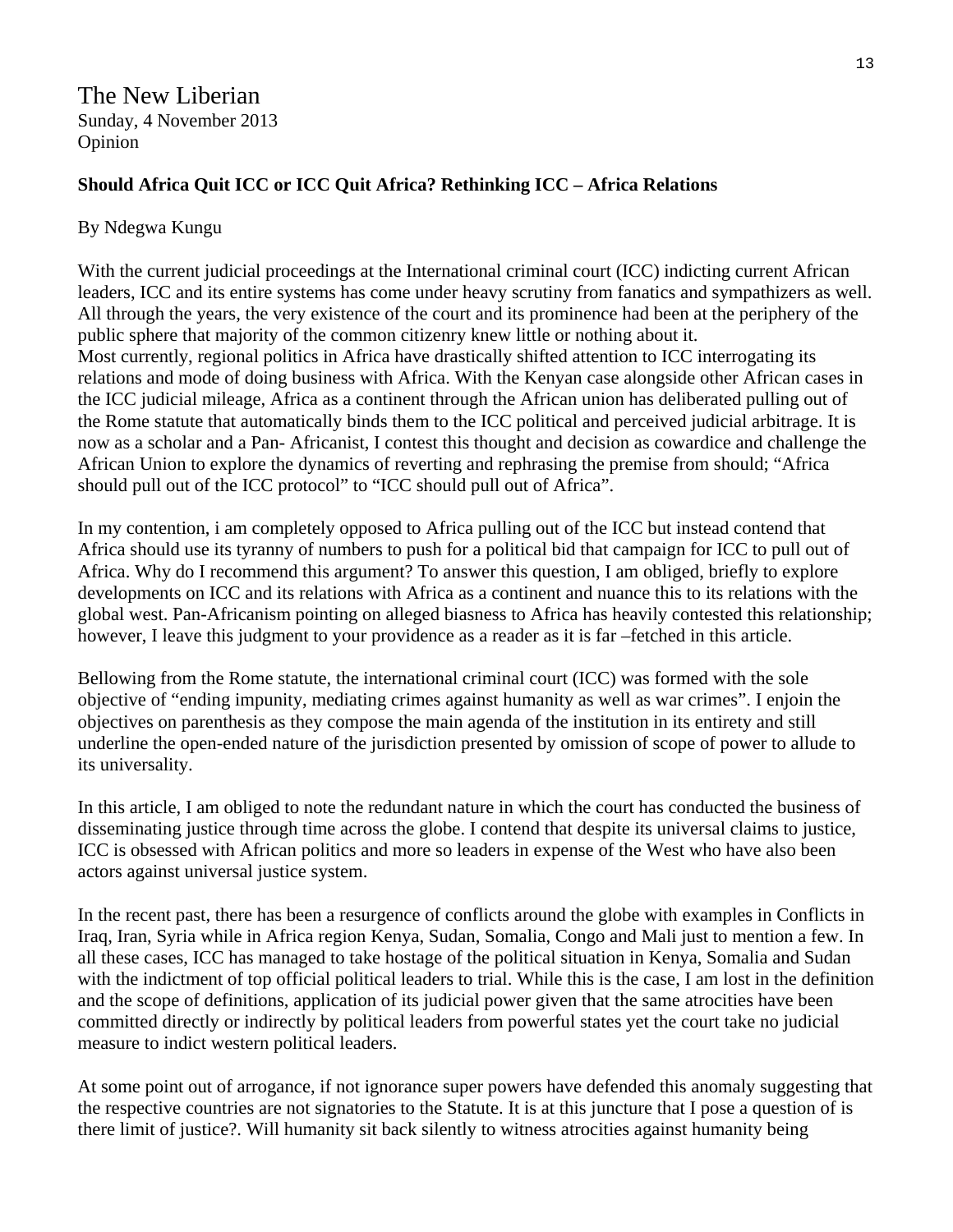The New Liberian
Sunday, 4 November 2013
Opinion

**Should Africa Quit ICC or ICC Quit Africa? Rethinking ICC – Africa Relations**

By Ndegwa Kungu

With the current judicial proceedings at the International criminal court (ICC) indicting current African leaders, ICC and its entire systems has come under heavy scrutiny from fanatics and sympathizers as well. All through the years, the very existence of the court and its prominence had been at the periphery of the public sphere that majority of the common citizenry knew little or nothing about it.
Most currently, regional politics in Africa have drastically shifted attention to ICC interrogating its relations and mode of doing business with Africa. With the Kenyan case alongside other African cases in the ICC judicial mileage, Africa as a continent through the African union has deliberated pulling out of the Rome statute that automatically binds them to the ICC political and perceived judicial arbitrage. It is now as a scholar and a Pan- Africanist, I contest this thought and decision as cowardice and challenge the African Union to explore the dynamics of reverting and rephrasing the premise from should; "Africa should pull out of the ICC protocol" to "ICC should pull out of Africa".

In my contention, i am completely opposed to Africa pulling out of the ICC but instead contend that Africa should use its tyranny of numbers to push for a political bid that campaign for ICC to pull out of Africa. Why do I recommend this argument? To answer this question, I am obliged, briefly to explore developments on ICC and its relations with Africa as a continent and nuance this to its relations with the global west. Pan-Africanism pointing on alleged biasness to Africa has heavily contested this relationship; however, I leave this judgment to your providence as a reader as it is far –fetched in this article.

Bellowing from the Rome statute, the international criminal court (ICC) was formed with the sole objective of "ending impunity, mediating crimes against humanity as well as war crimes". I enjoin the objectives on parenthesis as they compose the main agenda of the institution in its entirety and still underline the open-ended nature of the jurisdiction presented by omission of scope of power to allude to its universality.

In this article, I am obliged to note the redundant nature in which the court has conducted the business of disseminating justice through time across the globe. I contend that despite its universal claims to justice, ICC is obsessed with African politics and more so leaders in expense of the West who have also been actors against universal justice system.

In the recent past, there has been a resurgence of conflicts around the globe with examples in Conflicts in Iraq, Iran, Syria while in Africa region Kenya, Sudan, Somalia, Congo and Mali just to mention a few. In all these cases, ICC has managed to take hostage of the political situation in Kenya, Somalia and Sudan with the indictment of top official political leaders to trial. While this is the case, I am lost in the definition and the scope of definitions, application of its judicial power given that the same atrocities have been committed directly or indirectly by political leaders from powerful states yet the court take no judicial measure to indict western political leaders.

At some point out of arrogance, if not ignorance super powers have defended this anomaly suggesting that the respective countries are not signatories to the Statute. It is at this juncture that I pose a question of is there limit of justice?. Will humanity sit back silently to witness atrocities against humanity being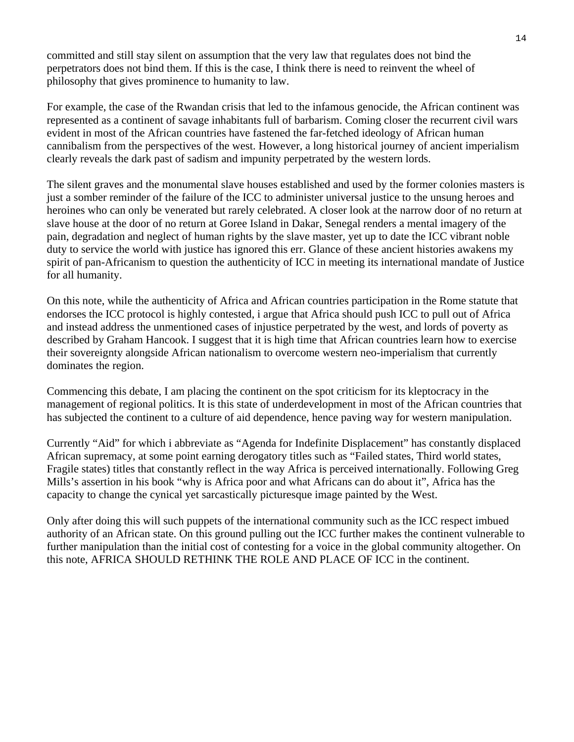committed and still stay silent on assumption that the very law that regulates does not bind the perpetrators does not bind them. If this is the case, I think there is need to reinvent the wheel of philosophy that gives prominence to humanity to law.

For example, the case of the Rwandan crisis that led to the infamous genocide, the African continent was represented as a continent of savage inhabitants full of barbarism. Coming closer the recurrent civil wars evident in most of the African countries have fastened the far-fetched ideology of African human cannibalism from the perspectives of the west. However, a long historical journey of ancient imperialism clearly reveals the dark past of sadism and impunity perpetrated by the western lords.

The silent graves and the monumental slave houses established and used by the former colonies masters is just a somber reminder of the failure of the ICC to administer universal justice to the unsung heroes and heroines who can only be venerated but rarely celebrated. A closer look at the narrow door of no return at slave house at the door of no return at Goree Island in Dakar, Senegal renders a mental imagery of the pain, degradation and neglect of human rights by the slave master, yet up to date the ICC vibrant noble duty to service the world with justice has ignored this err. Glance of these ancient histories awakens my spirit of pan-Africanism to question the authenticity of ICC in meeting its international mandate of Justice for all humanity.

On this note, while the authenticity of Africa and African countries participation in the Rome statute that endorses the ICC protocol is highly contested, i argue that Africa should push ICC to pull out of Africa and instead address the unmentioned cases of injustice perpetrated by the west, and lords of poverty as described by Graham Hancook. I suggest that it is high time that African countries learn how to exercise their sovereignty alongside African nationalism to overcome western neo-imperialism that currently dominates the region.

Commencing this debate, I am placing the continent on the spot criticism for its kleptocracy in the management of regional politics. It is this state of underdevelopment in most of the African countries that has subjected the continent to a culture of aid dependence, hence paving way for western manipulation.

Currently "Aid" for which i abbreviate as "Agenda for Indefinite Displacement" has constantly displaced African supremacy, at some point earning derogatory titles such as "Failed states, Third world states, Fragile states) titles that constantly reflect in the way Africa is perceived internationally. Following Greg Mills's assertion in his book "why is Africa poor and what Africans can do about it", Africa has the capacity to change the cynical yet sarcastically picturesque image painted by the West.

Only after doing this will such puppets of the international community such as the ICC respect imbued authority of an African state. On this ground pulling out the ICC further makes the continent vulnerable to further manipulation than the initial cost of contesting for a voice in the global community altogether. On this note, AFRICA SHOULD RETHINK THE ROLE AND PLACE OF ICC in the continent.